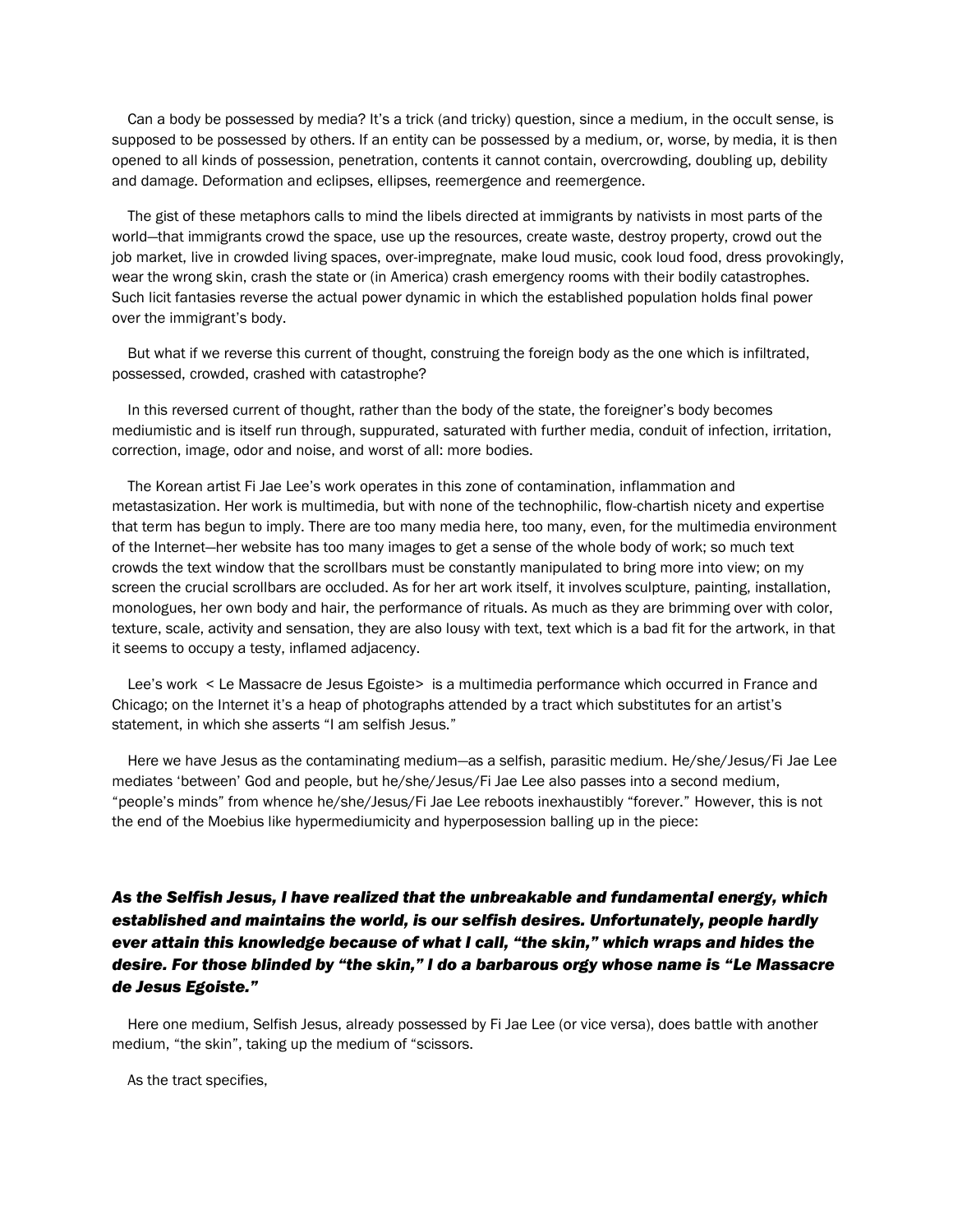Can a body be possessed by media? It's a trick (and tricky) question, since a medium, in the occult sense, is supposed to be possessed by others. If an entity can be possessed by a medium, or, worse, by media, it is then opened to all kinds of possession, penetration, contents it cannot contain, overcrowding, doubling up, debility and damage. Deformation and eclipses, ellipses, reemergence and reemergence.

The gist of these metaphors calls to mind the libels directed at immigrants by nativists in most parts of the world—that immigrants crowd the space, use up the resources, create waste, destroy property, crowd out the job market, live in crowded living spaces, over-impregnate, make loud music, cook loud food, dress provokingly, wear the wrong skin, crash the state or (in America) crash emergency rooms with their bodily catastrophes. Such licit fantasies reverse the actual power dynamic in which the established population holds final power over the immigrant's body.

But what if we reverse this current of thought, construing the foreign body as the one which is infiltrated, possessed, crowded, crashed with catastrophe?

In this reversed current of thought, rather than the body of the state, the foreigner's body becomes mediumistic and is itself run through, suppurated, saturated with further media, conduit of infection, irritation, correction, image, odor and noise, and worst of all: more bodies.

The Korean artist Fi Jae Lee's work operates in this zone of contamination, inflammation and metastasization. Her work is multimedia, but with none of the technophilic, flow-chartish nicety and expertise that term has begun to imply. There are too many media here, too many, even, for the multimedia environment of the Internet—her website has too many images to get a sense of the whole body of work; so much text crowds the text window that the scrollbars must be constantly manipulated to bring more into view; on my screen the crucial scrollbars are occluded. As for her art work itself, it involves sculpture, painting, installation, monologues, her own body and hair, the performance of rituals. As much as they are brimming over with color, texture, scale, activity and sensation, they are also lousy with text, text which is a bad fit for the artwork, in that it seems to occupy a testy, inflamed adjacency.

Lee's work < Le Massacre de Jesus Egoiste> is a multimedia performance which occurred in France and Chicago; on the Internet it's a heap of photographs attended by a tract which substitutes for an artist's statement, in which she asserts "I am selfish Jesus."

Here we have Jesus as the contaminating medium—as a selfish, parasitic medium. He/she/Jesus/Fi Jae Lee mediates 'between' God and people, but he/she/Jesus/Fi Jae Lee also passes into a second medium, "people's minds" from whence he/she/Jesus/Fi Jae Lee reboots inexhaustibly "forever." However, this is not the end of the Moebius like hypermediumicity and hyperposession balling up in the piece:

***As the Selfish Jesus, I have realized that the unbreakable and fundamental energy, which established and maintains the world, is our selfish desires. Unfortunately, people hardly ever attain this knowledge because of what I call, "the skin," which wraps and hides the desire. For those blinded by "the skin," I do a barbarous orgy whose name is "Le Massacre de Jesus Egoiste."***

Here one medium, Selfish Jesus, already possessed by Fi Jae Lee (or vice versa), does battle with another medium, "the skin", taking up the medium of "scissors.

As the tract specifies,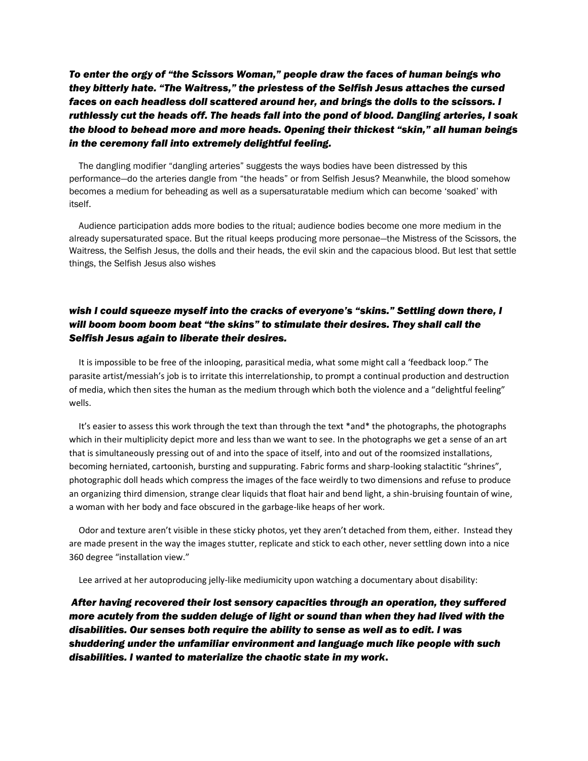***To enter the orgy of "the Scissors Woman," people draw the faces of human beings who they bitterly hate. "The Waitress," the priestess of the Selfish Jesus attaches the cursed faces on each headless doll scattered around her, and brings the dolls to the scissors. I ruthlessly cut the heads off. The heads fall into the pond of blood. Dangling arteries, I soak the blood to behead more and more heads. Opening their thickest "skin," all human beings in the ceremony fall into extremely delightful feeling.***

The dangling modifier "dangling arteries" suggests the ways bodies have been distressed by this performance—do the arteries dangle from "the heads" or from Selfish Jesus? Meanwhile, the blood somehow becomes a medium for beheading as well as a supersaturatable medium which can become 'soaked' with itself.

Audience participation adds more bodies to the ritual; audience bodies become one more medium in the already supersaturated space. But the ritual keeps producing more personae—the Mistress of the Scissors, the Waitress, the Selfish Jesus, the dolls and their heads, the evil skin and the capacious blood. But lest that settle things, the Selfish Jesus also wishes

***wish I could squeeze myself into the cracks of everyone's "skins." Settling down there, I will boom boom boom beat "the skins" to stimulate their desires. They shall call the Selfish Jesus again to liberate their desires.***

It is impossible to be free of the inlooping, parasitical media, what some might call a 'feedback loop." The parasite artist/messiah's job is to irritate this interrelationship, to prompt a continual production and destruction of media, which then sites the human as the medium through which both the violence and a "delightful feeling" wells.

It's easier to assess this work through the text than through the text *and* the photographs, the photographs which in their multiplicity depict more and less than we want to see. In the photographs we get a sense of an art that is simultaneously pressing out of and into the space of itself, into and out of the roomsized installations, becoming herniated, cartoonish, bursting and suppurating. Fabric forms and sharp-looking stalactitic "shrines", photographic doll heads which compress the images of the face weirdly to two dimensions and refuse to produce an organizing third dimension, strange clear liquids that float hair and bend light, a shin-bruising fountain of wine, a woman with her body and face obscured in the garbage-like heaps of her work.

Odor and texture aren't visible in these sticky photos, yet they aren't detached from them, either. Instead they are made present in the way the images stutter, replicate and stick to each other, never settling down into a nice 360 degree "installation view."

Lee arrived at her autoproducing jelly-like mediumicity upon watching a documentary about disability:

***After having recovered their lost sensory capacities through an operation, they suffered more acutely from the sudden deluge of light or sound than when they had lived with the disabilities. Our senses both require the ability to sense as well as to edit. I was shuddering under the unfamiliar environment and language much like people with such disabilities. I wanted to materialize the chaotic state in my work.***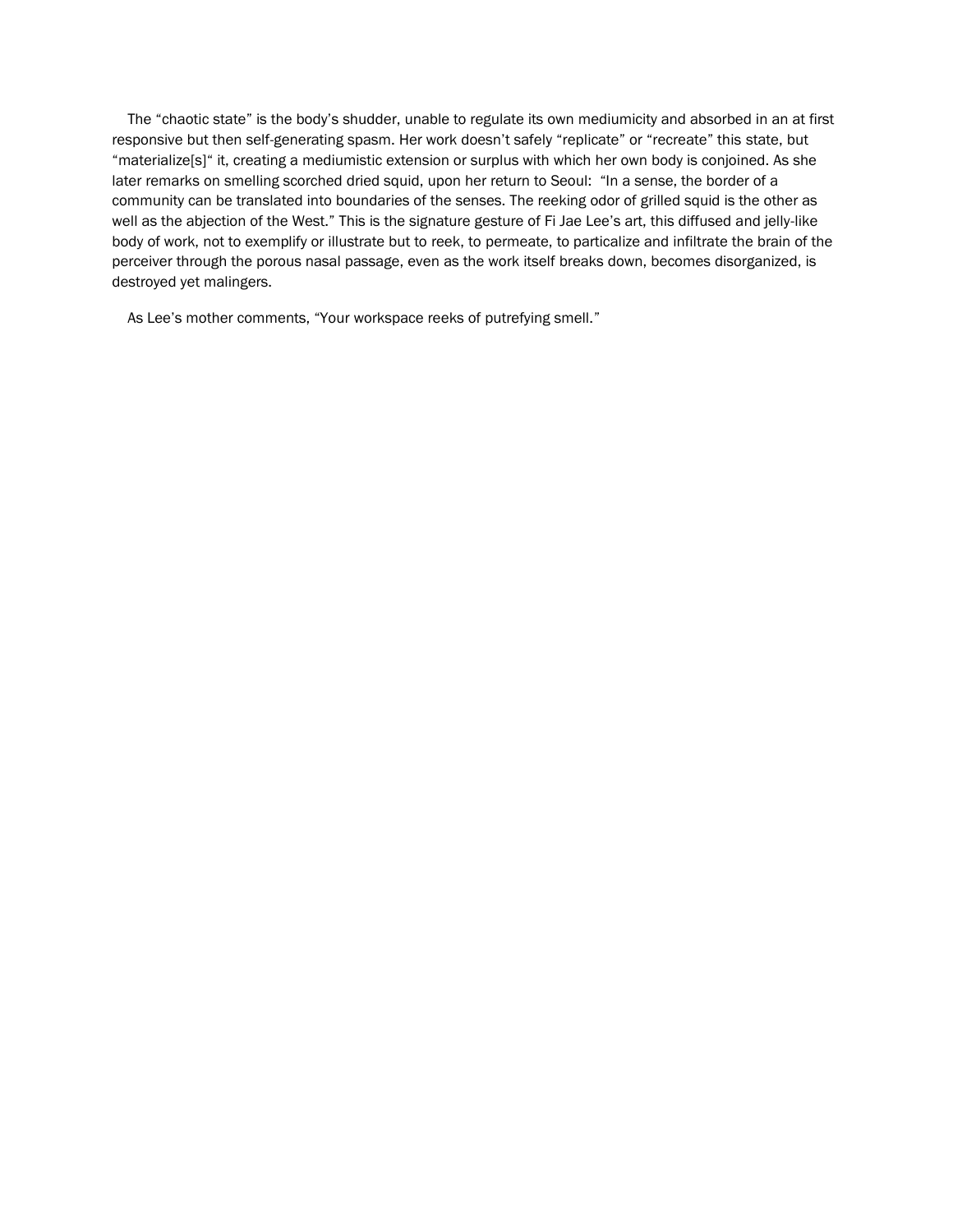The "chaotic state" is the body's shudder, unable to regulate its own mediumicity and absorbed in an at first responsive but then self-generating spasm. Her work doesn't safely "replicate" or "recreate" this state, but "materialize[s]" it, creating a mediumistic extension or surplus with which her own body is conjoined. As she later remarks on smelling scorched dried squid, upon her return to Seoul: "In a sense, the border of a community can be translated into boundaries of the senses. The reeking odor of grilled squid is the other as well as the abjection of the West." This is the signature gesture of Fi Jae Lee's art, this diffused and jelly-like body of work, not to exemplify or illustrate but to reek, to permeate, to particalize and infiltrate the brain of the perceiver through the porous nasal passage, even as the work itself breaks down, becomes disorganized, is destroyed yet malingers.

As Lee's mother comments, "Your workspace reeks of putrefying smell."